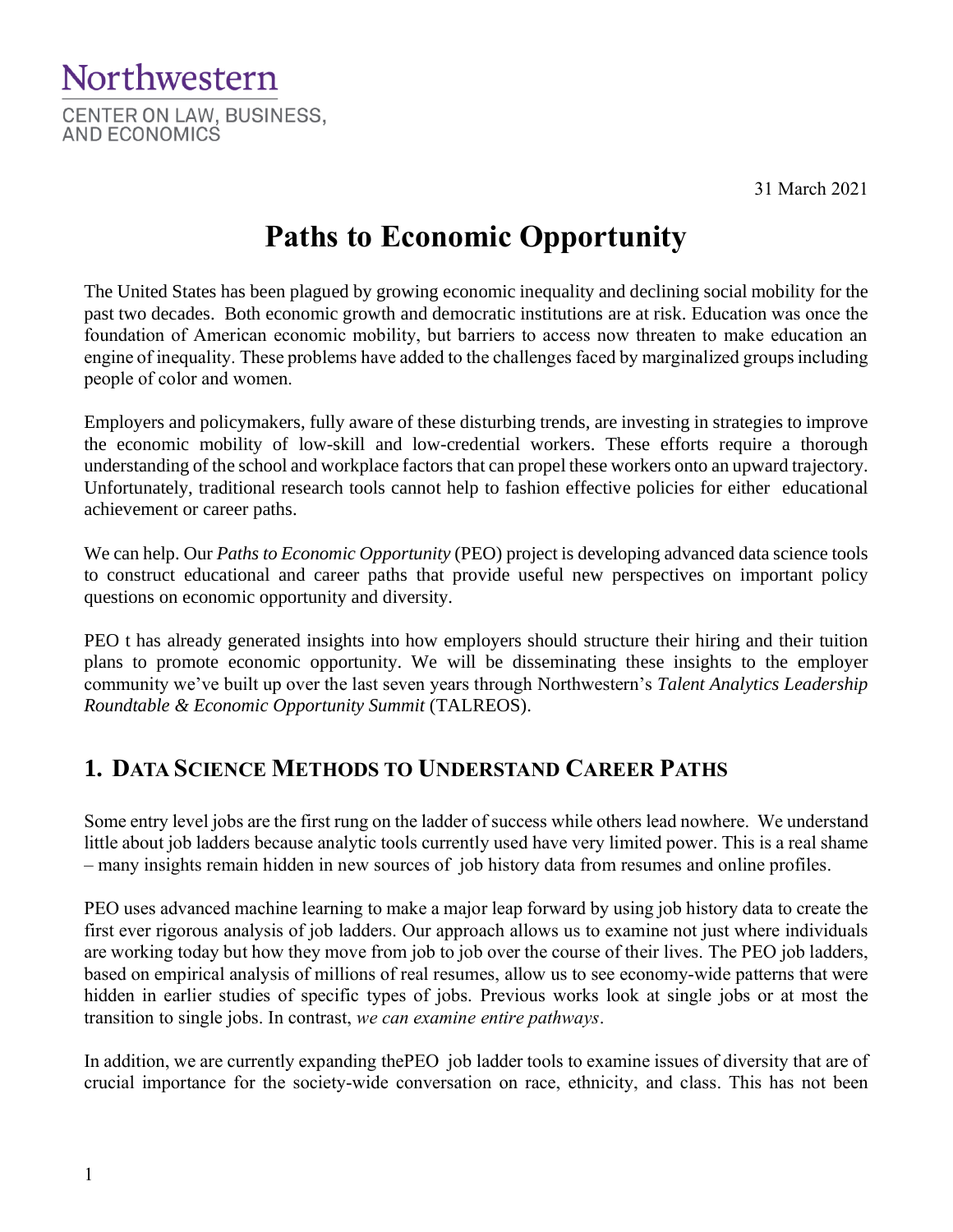Northwestern

CENTER ON LAW, BUSINESS, AND ECONOMICS

31 March 2021

# Paths to Economic Opportunity

The United States has been plagued by growing economic inequality and declining social mobility for the past two decades. Both economic growth and democratic institutions are at risk. Education was once the foundation of American economic mobility, but barriers to access now threaten to make education an engine of inequality. These problems have added to the challenges faced by marginalized groups including people of color and women.

Employers and policymakers, fully aware of these disturbing trends, are investing in strategies to improve the economic mobility of low-skill and low-credential workers. These efforts require a thorough understanding of the school and workplace factors that can propel these workers onto an upward trajectory. Unfortunately, traditional research tools cannot help to fashion effective policies for either educational achievement or career paths.

We can help. Our *Paths to Economic Opportunity* (PEO) project is developing advanced data science tools to construct educational and career paths that provide useful new perspectives on important policy questions on economic opportunity and diversity.

PEO t has already generated insights into how employers should structure their hiring and their tuition plans to promote economic opportunity. We will be disseminating these insights to the employer community we've built up over the last seven years through Northwestern's *Talent Analytics Leadership Roundtable & Economic Opportunity Summit* (TALREOS).

## 1. Data Science Methods to Understand Career Paths

Some entry level jobs are the first rung on the ladder of success while others lead nowhere. We understand little about job ladders because analytic tools currently used have very limited power. This is a real shame – many insights remain hidden in new sources of job history data from resumes and online profiles.

PEO uses advanced machine learning to make a major leap forward by using job history data to create the first ever rigorous analysis of job ladders. Our approach allows us to examine not just where individuals are working today but how they move from job to job over the course of their lives. The PEO job ladders, based on empirical analysis of millions of real resumes, allow us to see economy-wide patterns that were hidden in earlier studies of specific types of jobs. Previous works look at single jobs or at most the transition to single jobs. In contrast, *we can examine entire pathways*.

In addition, we are currently expanding thePEO job ladder tools to examine issues of diversity that are of crucial importance for the society-wide conversation on race, ethnicity, and class. This has not been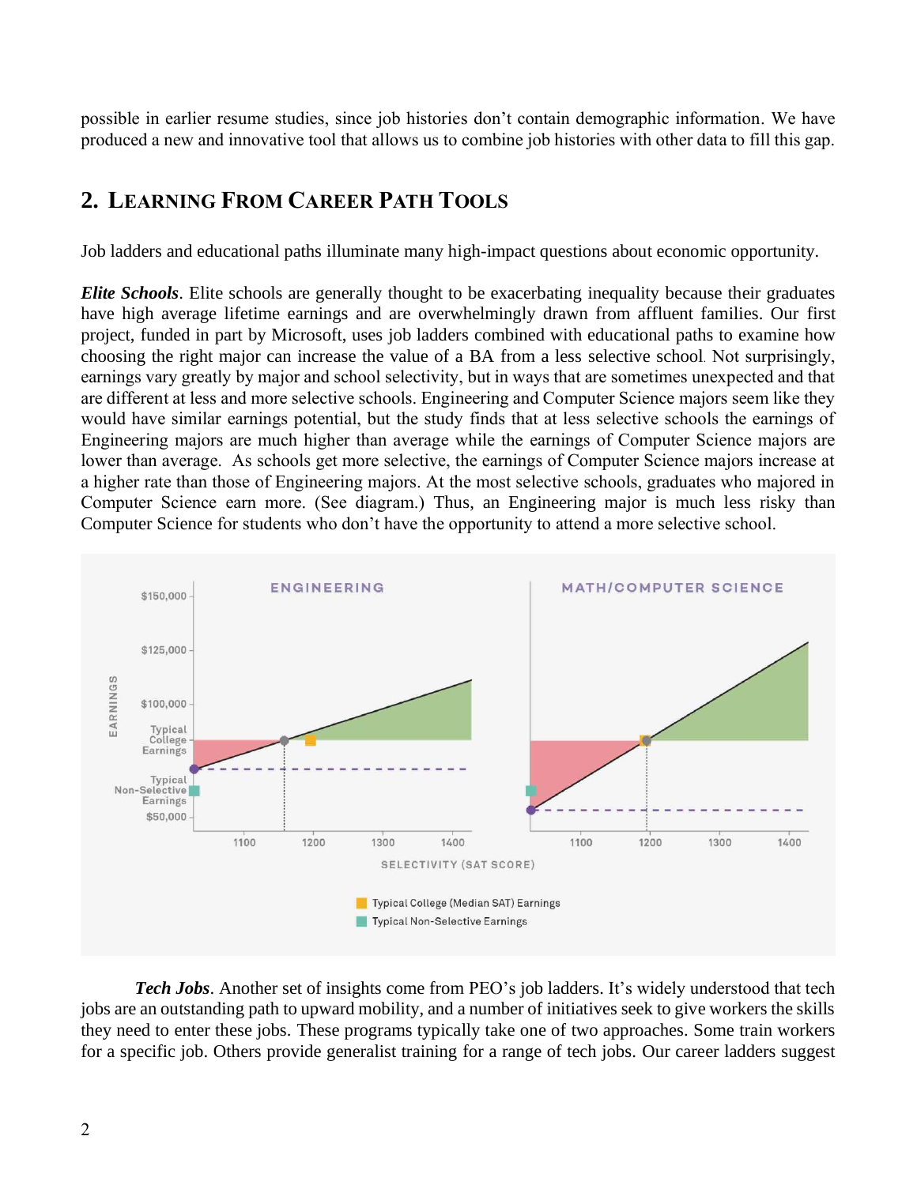possible in earlier resume studies, since job histories don't contain demographic information. We have produced a new and innovative tool that allows us to combine job histories with other data to fill this gap.

## 2. Learning From Career Path Tools

Job ladders and educational paths illuminate many high-impact questions about economic opportunity.

***Elite Schools***. Elite schools are generally thought to be exacerbating inequality because their graduates have high average lifetime earnings and are overwhelmingly drawn from affluent families. Our first project, funded in part by Microsoft, uses job ladders combined with educational paths to examine how choosing the right major can increase the value of a BA from a less selective school. Not surprisingly, earnings vary greatly by major and school selectivity, but in ways that are sometimes unexpected and that are different at less and more selective schools. Engineering and Computer Science majors seem like they would have similar earnings potential, but the study finds that at less selective schools the earnings of Engineering majors are much higher than average while the earnings of Computer Science majors are lower than average. As schools get more selective, the earnings of Computer Science majors increase at a higher rate than those of Engineering majors. At the most selective schools, graduates who majored in Computer Science earn more. (See diagram.) Thus, an Engineering major is much less risky than Computer Science for students who don't have the opportunity to attend a more selective school.

***Tech Jobs***. Another set of insights come from PEO's job ladders. It's widely understood that tech jobs are an outstanding path to upward mobility, and a number of initiatives seek to give workers the skills they need to enter these jobs. These programs typically take one of two approaches. Some train workers for a specific job. Others provide generalist training for a range of tech jobs. Our career ladders suggest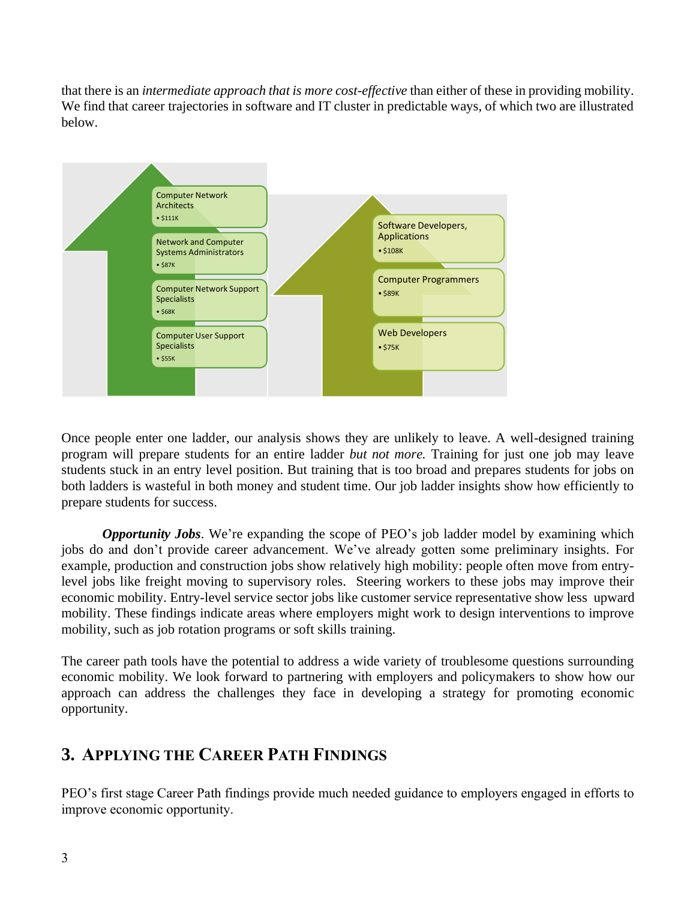that there is an *intermediate approach that is more cost-effective* than either of these in providing mobility. We find that career trajectories in software and IT cluster in predictable ways, of which two are illustrated below.

Computer Network Architects
- $111K

Network and Computer Systems Administrators
- $87K

Computer Network Support Specialists
- $68K

Computer User Support Specialists
- $55K

Software Developers, Applications
- $108K

Computer Programmers
- $89K

Web Developers
- $75K

Once people enter one ladder, our analysis shows they are unlikely to leave. A well-designed training program will prepare students for an entire ladder *but not more.* Training for just one job may leave students stuck in an entry level position. But training that is too broad and prepares students for jobs on both ladders is wasteful in both money and student time. Our job ladder insights show how efficiently to prepare students for success.

***Opportunity Jobs***. We're expanding the scope of PEO's job ladder model by examining which jobs do and don't provide career advancement. We've already gotten some preliminary insights. For example, production and construction jobs show relatively high mobility: people often move from entry-level jobs like freight moving to supervisory roles. Steering workers to these jobs may improve their economic mobility. Entry-level service sector jobs like customer service representative show less upward mobility. These findings indicate areas where employers might work to design interventions to improve mobility, such as job rotation programs or soft skills training.

The career path tools have the potential to address a wide variety of troublesome questions surrounding economic mobility. We look forward to partnering with employers and policymakers to show how our approach can address the challenges they face in developing a strategy for promoting economic opportunity.

## 3. Applying the Career Path Findings

PEO's first stage Career Path findings provide much needed guidance to employers engaged in efforts to improve economic opportunity.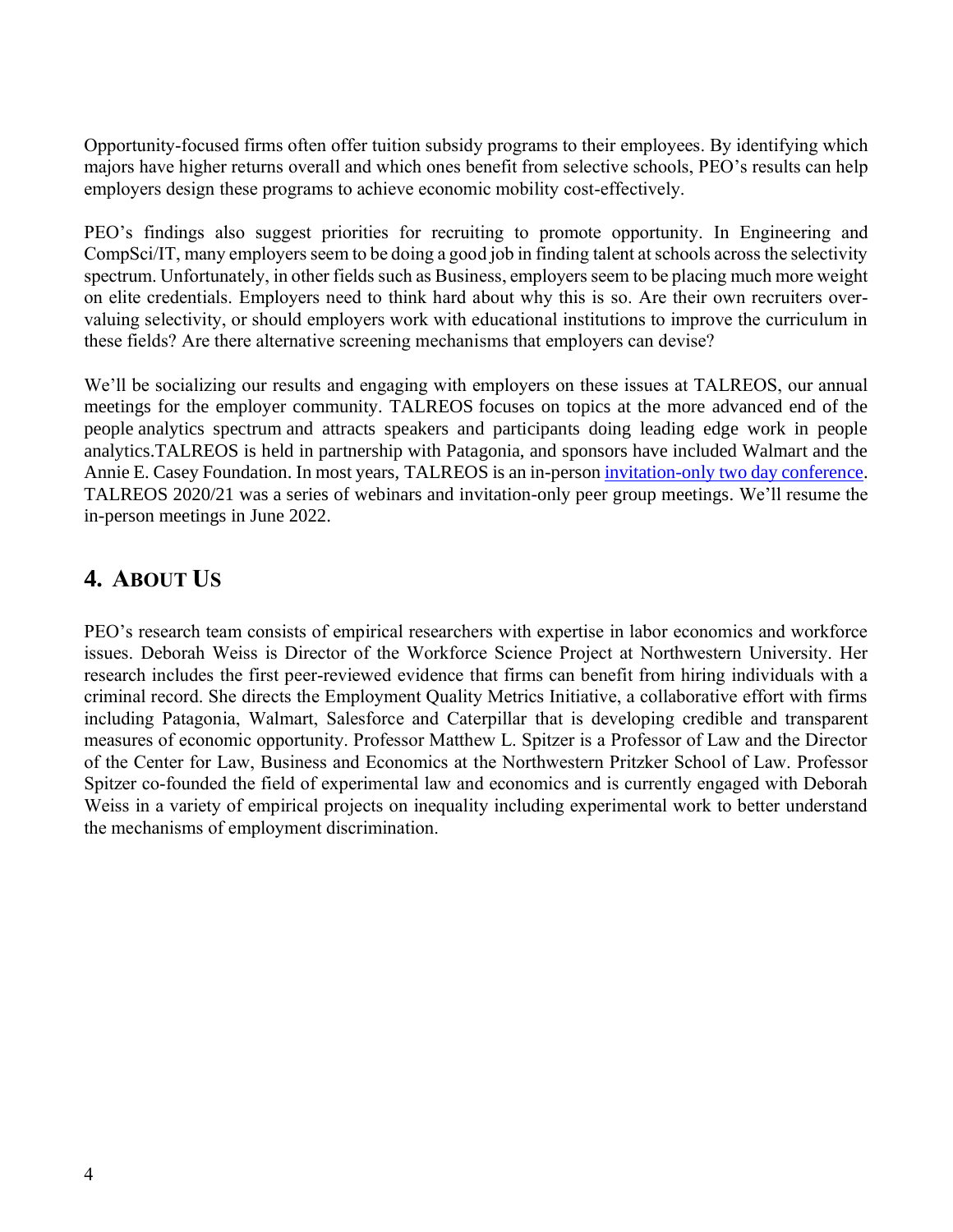Opportunity-focused firms often offer tuition subsidy programs to their employees. By identifying which majors have higher returns overall and which ones benefit from selective schools, PEO's results can help employers design these programs to achieve economic mobility cost-effectively.

PEO's findings also suggest priorities for recruiting to promote opportunity. In Engineering and CompSci/IT, many employers seem to be doing a good job in finding talent at schools across the selectivity spectrum. Unfortunately, in other fields such as Business, employers seem to be placing much more weight on elite credentials. Employers need to think hard about why this is so. Are their own recruiters over-valuing selectivity, or should employers work with educational institutions to improve the curriculum in these fields? Are there alternative screening mechanisms that employers can devise?

We'll be socializing our results and engaging with employers on these issues at TALREOS, our annual meetings for the employer community. TALREOS focuses on topics at the more advanced end of the people analytics spectrum and attracts speakers and participants doing leading edge work in people analytics.TALREOS is held in partnership with Patagonia, and sponsors have included Walmart and the Annie E. Casey Foundation. In most years, TALREOS is an in-person invitation-only two day conference. TALREOS 2020/21 was a series of webinars and invitation-only peer group meetings. We'll resume the in-person meetings in June 2022.

## 4. About Us

PEO's research team consists of empirical researchers with expertise in labor economics and workforce issues. Deborah Weiss is Director of the Workforce Science Project at Northwestern University. Her research includes the first peer-reviewed evidence that firms can benefit from hiring individuals with a criminal record. She directs the Employment Quality Metrics Initiative, a collaborative effort with firms including Patagonia, Walmart, Salesforce and Caterpillar that is developing credible and transparent measures of economic opportunity. Professor Matthew L. Spitzer is a Professor of Law and the Director of the Center for Law, Business and Economics at the Northwestern Pritzker School of Law. Professor Spitzer co-founded the field of experimental law and economics and is currently engaged with Deborah Weiss in a variety of empirical projects on inequality including experimental work to better understand the mechanisms of employment discrimination.